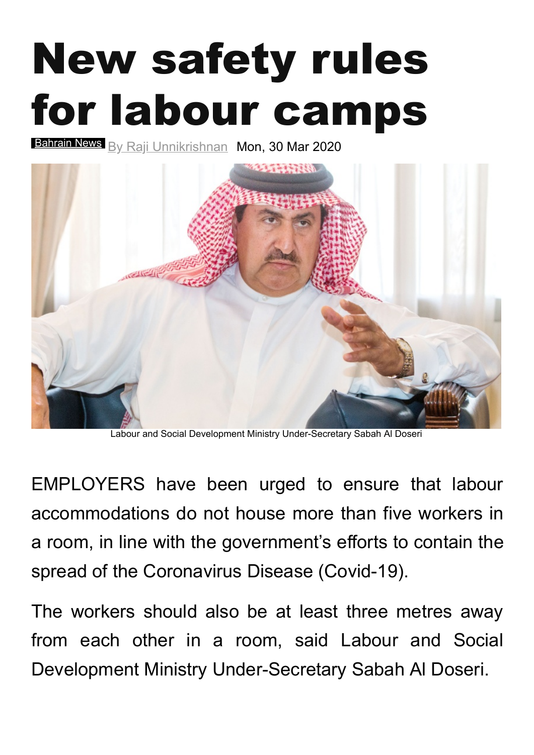# New safety rules for labour camps

Bahrain News By Raji Unnikrishnan Mon, 30 Mar 2020

Labour and Social Development Ministry Under-Secretary Sabah Al Doseri

EMPLOYERS have been urged to ensure that labour accommodations do not house more than five workers in a room, in line with the government's efforts to contain the spread of the Coronavirus Disease (Covid-19).

The workers should also be at least three metres away from each other in a room, said Labour and Social Development Ministry Under-Secretary Sabah Al Doseri.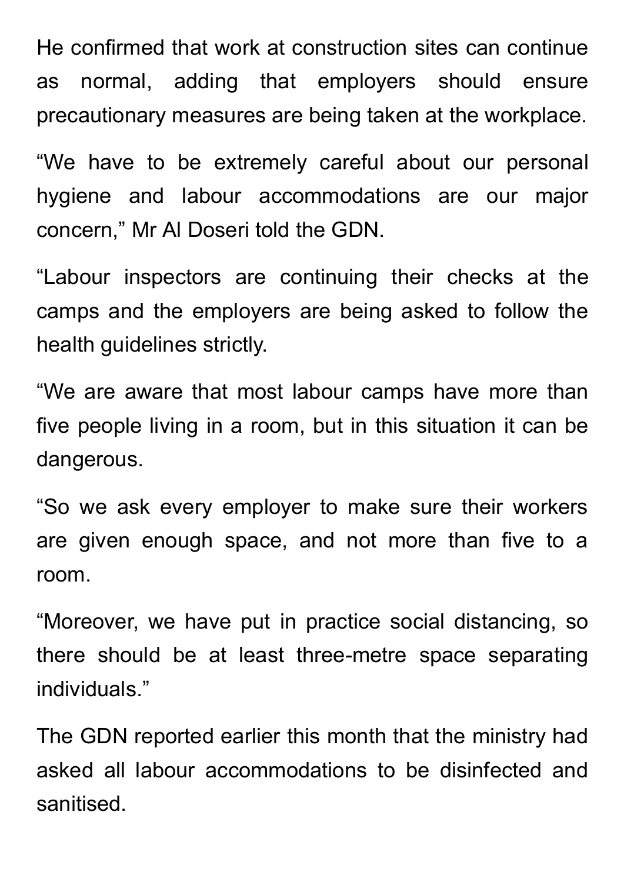He confirmed that work at construction sites can continue as normal, adding that employers should ensure precautionary measures are being taken at the workplace.

“We have to be extremely careful about our personal hygiene and labour accommodations are our major concern,” Mr Al Doseri told the GDN.

“Labour inspectors are continuing their checks at the camps and the employers are being asked to follow the health guidelines strictly.

“We are aware that most labour camps have more than five people living in a room, but in this situation it can be dangerous.

“So we ask every employer to make sure their workers are given enough space, and not more than five to a room.

“Moreover, we have put in practice social distancing, so there should be at least three-metre space separating individuals.”

The GDN reported earlier this month that the ministry had asked all labour accommodations to be disinfected and sanitised.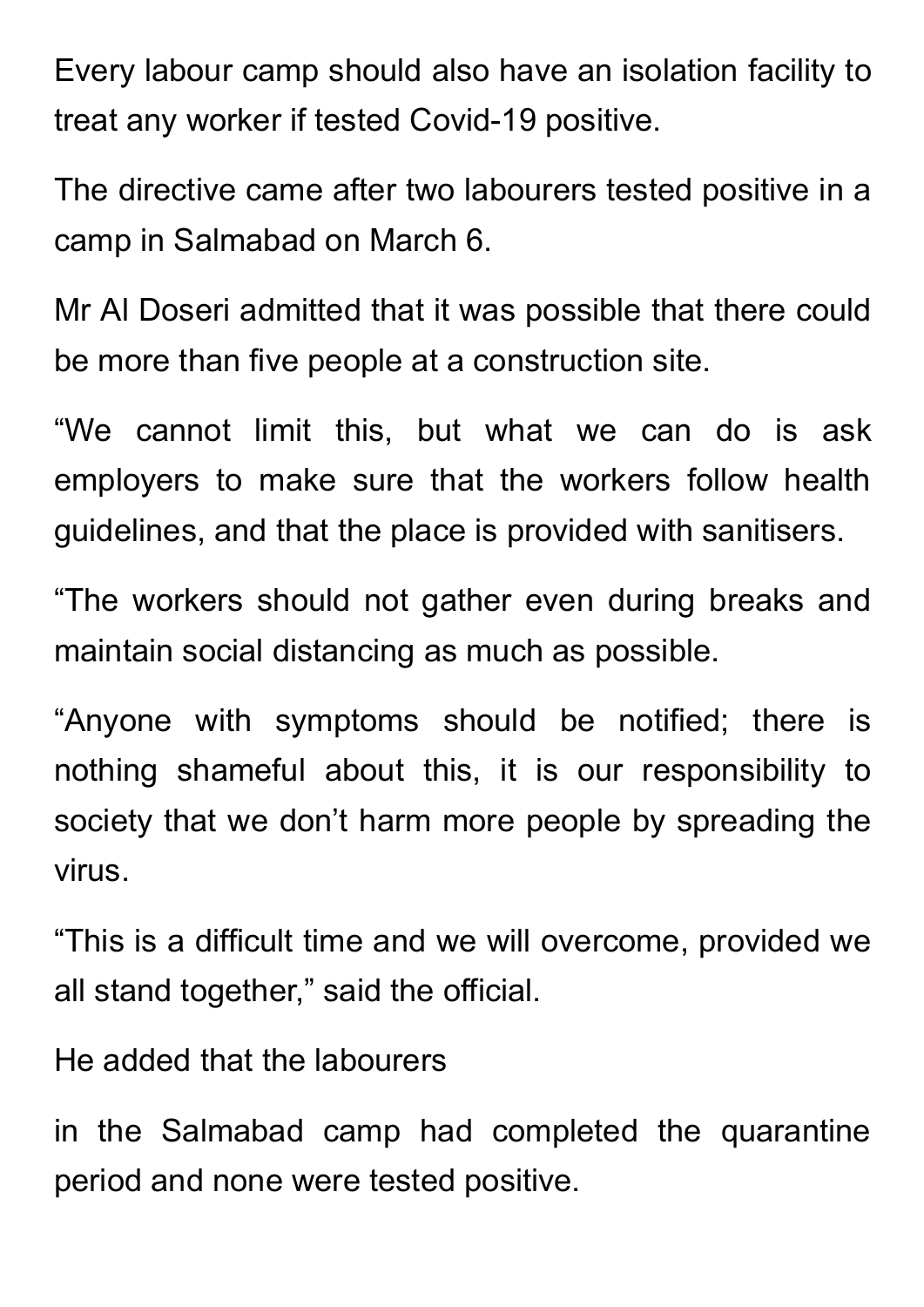Every labour camp should also have an isolation facility to treat any worker if tested Covid-19 positive.

The directive came after two labourers tested positive in a camp in Salmabad on March 6.

Mr Al Doseri admitted that it was possible that there could be more than five people at a construction site.

“We cannot limit this, but what we can do is ask employers to make sure that the workers follow health guidelines, and that the place is provided with sanitisers.

“The workers should not gather even during breaks and maintain social distancing as much as possible.

“Anyone with symptoms should be notified; there is nothing shameful about this, it is our responsibility to society that we don’t harm more people by spreading the virus.

“This is a difficult time and we will overcome, provided we all stand together,” said the official.

He added that the labourers

in the Salmabad camp had completed the quarantine period and none were tested positive.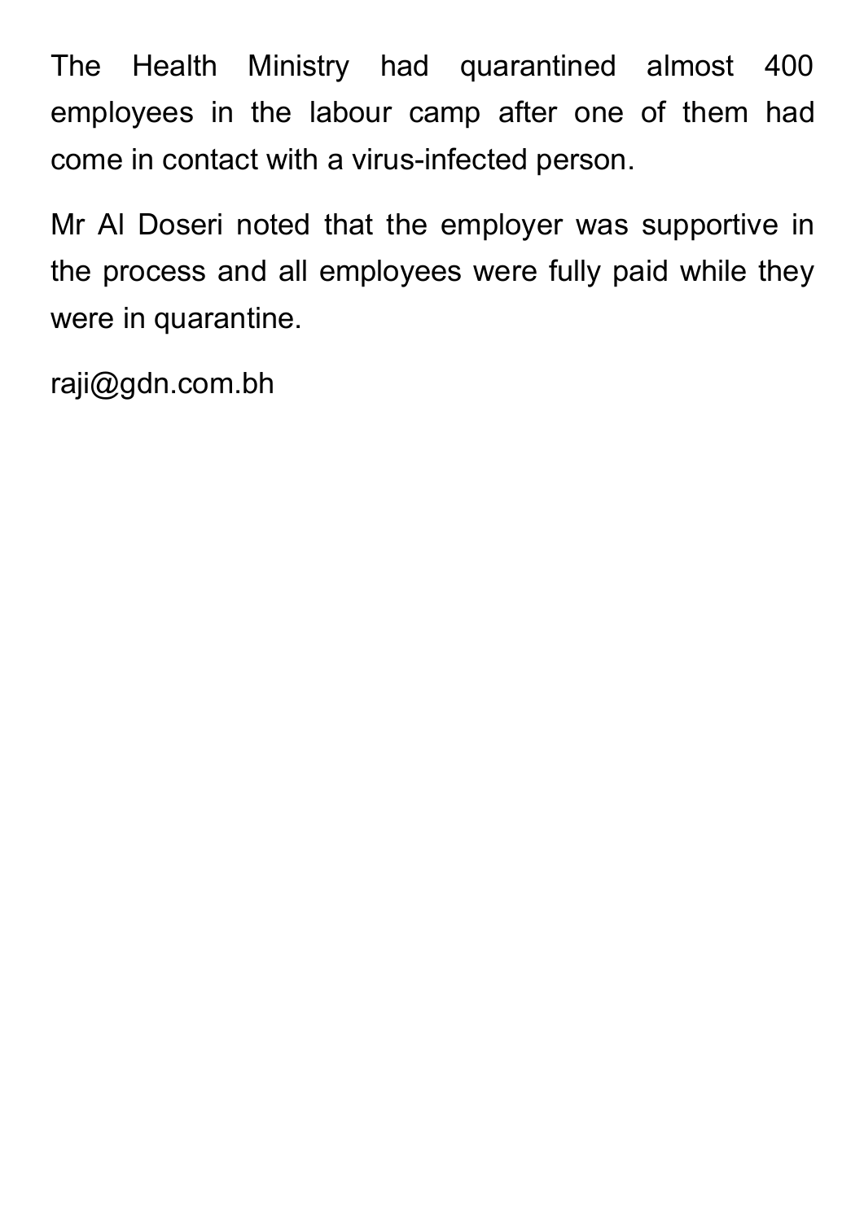The Health Ministry had quarantined almost 400 employees in the labour camp after one of them had come in contact with a virus-infected person.

Mr Al Doseri noted that the employer was supportive in the process and all employees were fully paid while they were in quarantine.

raji@gdn.com.bh